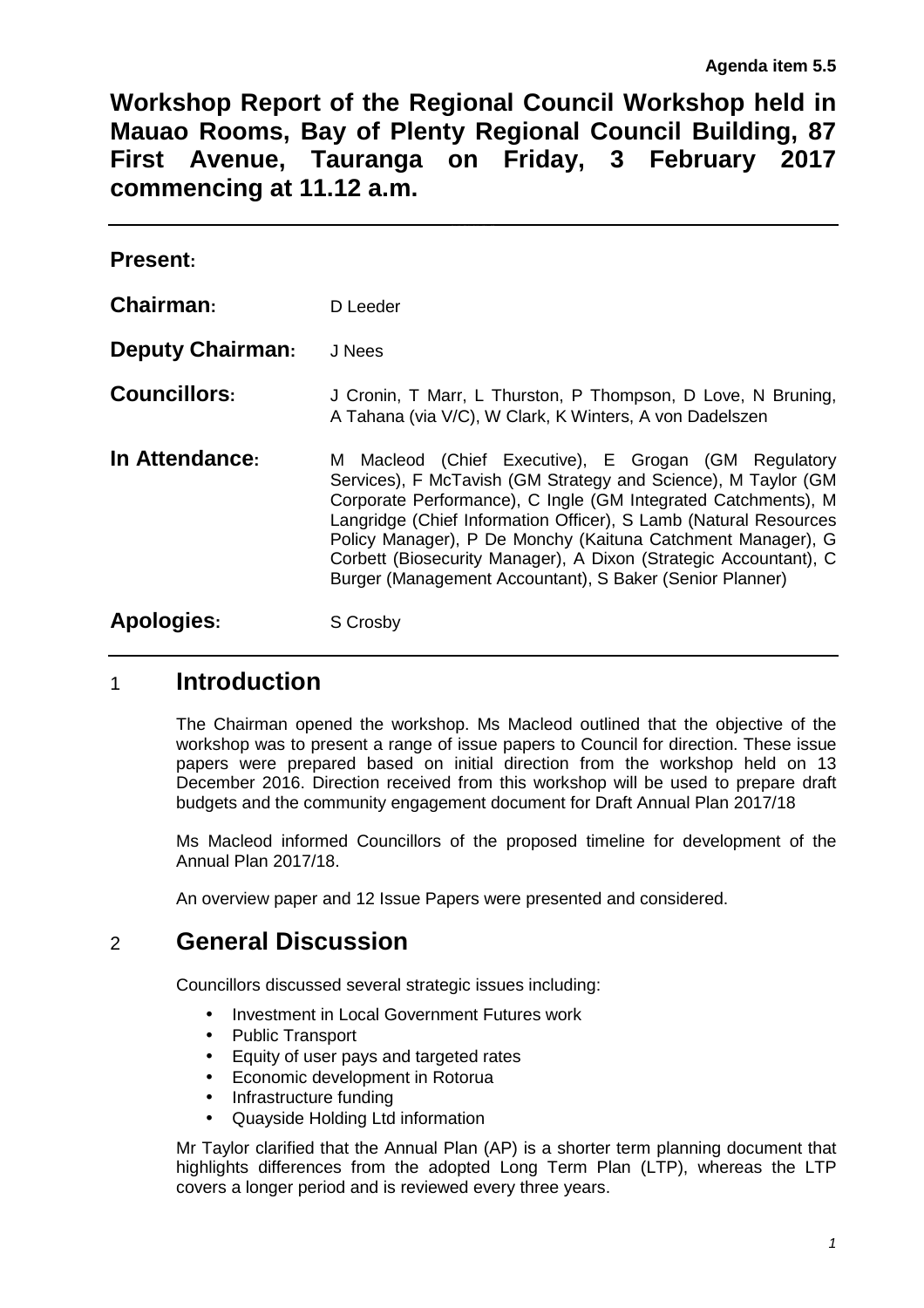**Agenda item 5.5**

# Workshop Report of the Regional Council Workshop held in Mauao Rooms, Bay of Plenty Regional Council Building, 87 First Avenue, Tauranga on Friday, 3 February 2017 commencing at 11.12 a.m.

| | |
|---|---|
| **Present:** | |
| **Chairman:** | D Leeder |
| **Deputy Chairman:** | J Nees |
| **Councillors:** | J Cronin, T Marr, L Thurston, P Thompson, D Love, N Bruning, A Tahana (via V/C), W Clark, K Winters, A von Dadelszen |
| **In Attendance:** | M Macleod (Chief Executive), E Grogan (GM Regulatory Services), F McTavish (GM Strategy and Science), M Taylor (GM Corporate Performance), C Ingle (GM Integrated Catchments), M Langridge (Chief Information Officer), S Lamb (Natural Resources Policy Manager), P De Monchy (Kaituna Catchment Manager), G Corbett (Biosecurity Manager), A Dixon (Strategic Accountant), C Burger (Management Accountant), S Baker (Senior Planner) |
| **Apologies:** | S Crosby |

## 1 Introduction

The Chairman opened the workshop. Ms Macleod outlined that the objective of the workshop was to present a range of issue papers to Council for direction. These issue papers were prepared based on initial direction from the workshop held on 13 December 2016. Direction received from this workshop will be used to prepare draft budgets and the community engagement document for Draft Annual Plan 2017/18

Ms Macleod informed Councillors of the proposed timeline for development of the Annual Plan 2017/18.

An overview paper and 12 Issue Papers were presented and considered.

## 2 General Discussion

Councillors discussed several strategic issues including:

- Investment in Local Government Futures work
- Public Transport
- Equity of user pays and targeted rates
- Economic development in Rotorua
- Infrastructure funding
- Quayside Holding Ltd information

Mr Taylor clarified that the Annual Plan (AP) is a shorter term planning document that highlights differences from the adopted Long Term Plan (LTP), whereas the LTP covers a longer period and is reviewed every three years.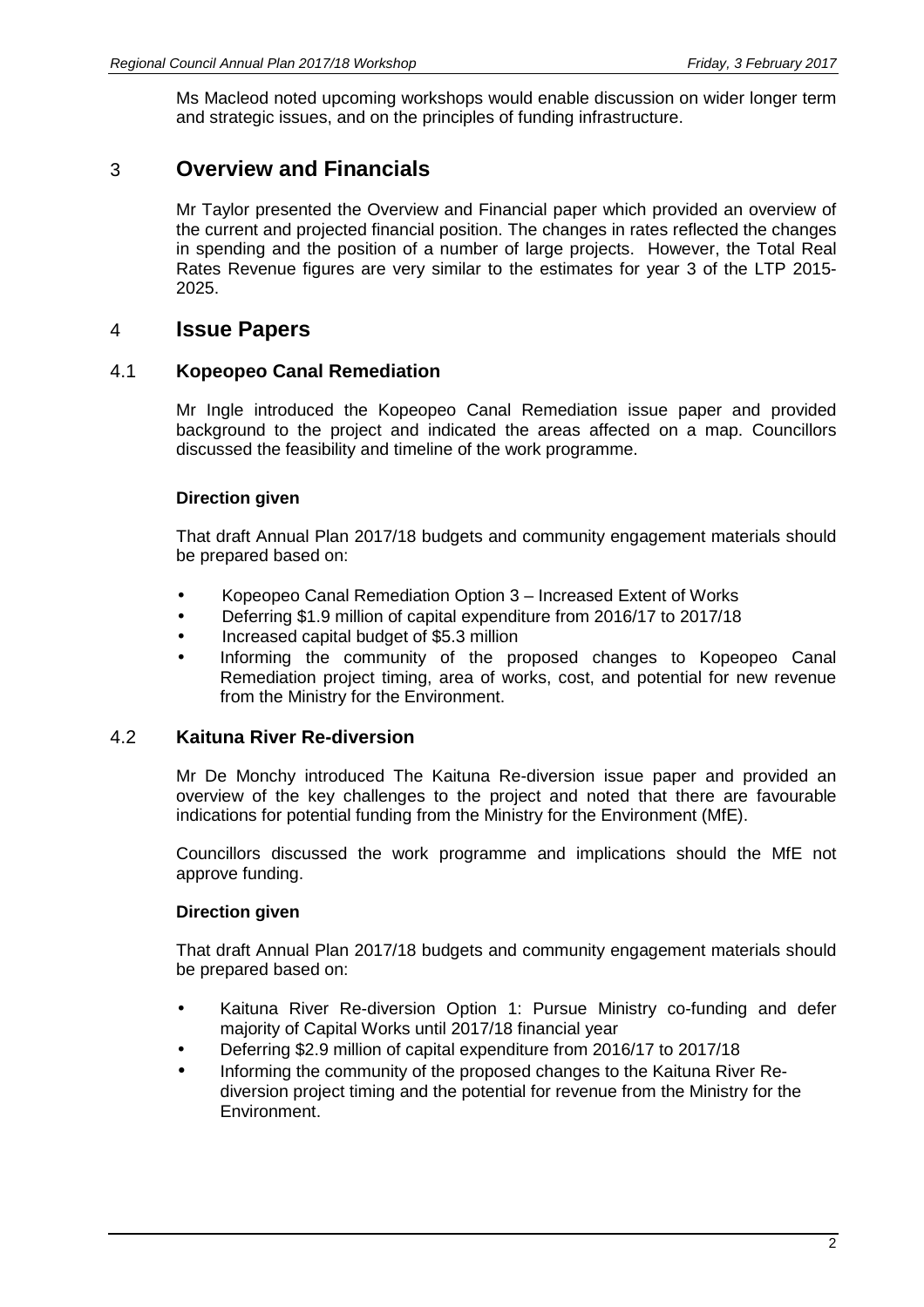Ms Macleod noted upcoming workshops would enable discussion on wider longer term and strategic issues, and on the principles of funding infrastructure.

## 3 Overview and Financials

Mr Taylor presented the Overview and Financial paper which provided an overview of the current and projected financial position. The changes in rates reflected the changes in spending and the position of a number of large projects. However, the Total Real Rates Revenue figures are very similar to the estimates for year 3 of the LTP 2015-2025.

## 4 Issue Papers

### 4.1 Kopeopeo Canal Remediation

Mr Ingle introduced the Kopeopeo Canal Remediation issue paper and provided background to the project and indicated the areas affected on a map. Councillors discussed the feasibility and timeline of the work programme.

**Direction given**

That draft Annual Plan 2017/18 budgets and community engagement materials should be prepared based on:

- Kopeopeo Canal Remediation Option 3 – Increased Extent of Works
- Deferring $1.9 million of capital expenditure from 2016/17 to 2017/18
- Increased capital budget of $5.3 million
- Informing the community of the proposed changes to Kopeopeo Canal Remediation project timing, area of works, cost, and potential for new revenue from the Ministry for the Environment.

### 4.2 Kaituna River Re-diversion

Mr De Monchy introduced The Kaituna Re-diversion issue paper and provided an overview of the key challenges to the project and noted that there are favourable indications for potential funding from the Ministry for the Environment (MfE).

Councillors discussed the work programme and implications should the MfE not approve funding.

**Direction given**

That draft Annual Plan 2017/18 budgets and community engagement materials should be prepared based on:

- Kaituna River Re-diversion Option 1: Pursue Ministry co-funding and defer majority of Capital Works until 2017/18 financial year
- Deferring $2.9 million of capital expenditure from 2016/17 to 2017/18
- Informing the community of the proposed changes to the Kaituna River Re-diversion project timing and the potential for revenue from the Ministry for the Environment.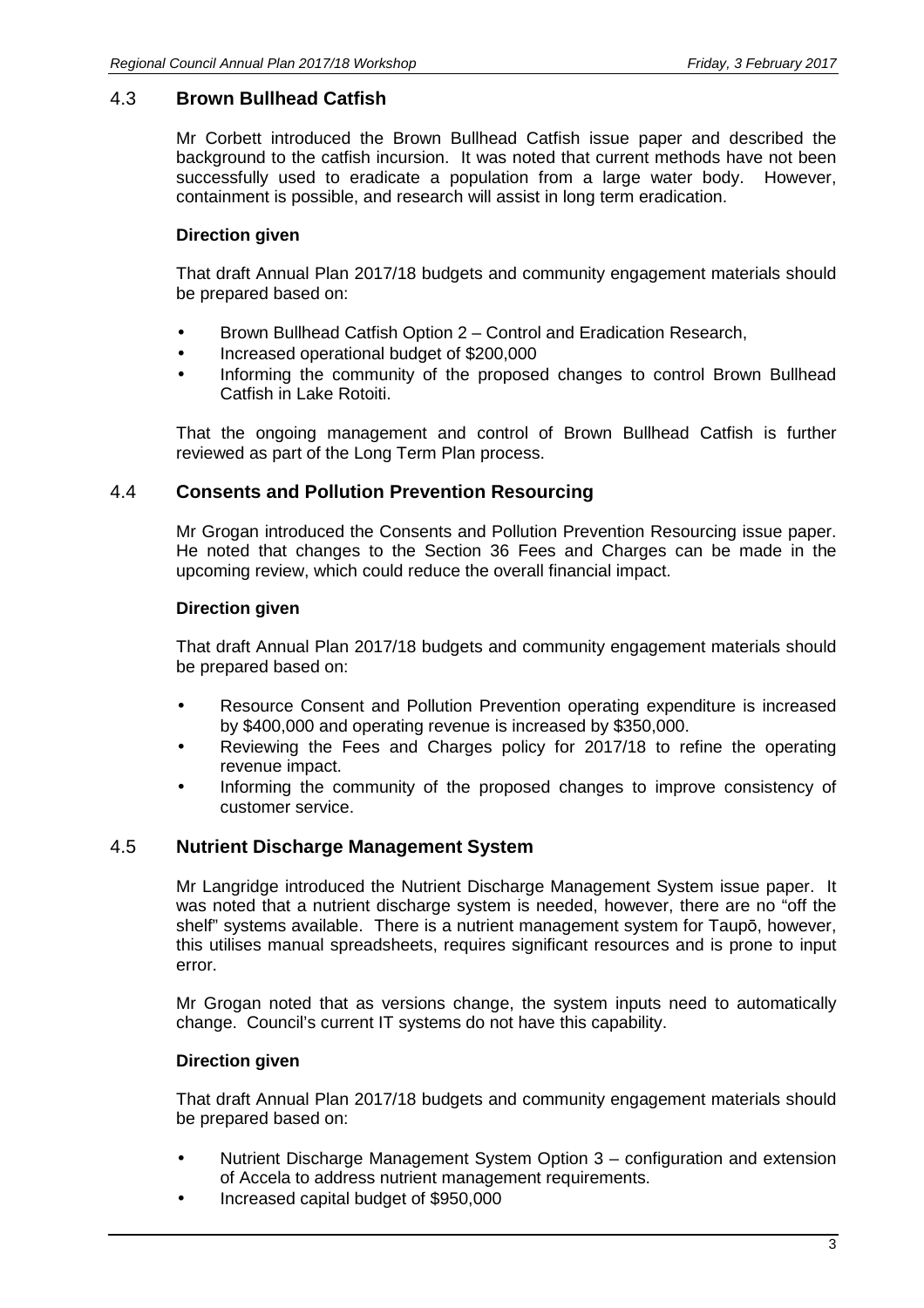## 4.3 Brown Bullhead Catfish

Mr Corbett introduced the Brown Bullhead Catfish issue paper and described the background to the catfish incursion. It was noted that current methods have not been successfully used to eradicate a population from a large water body. However, containment is possible, and research will assist in long term eradication.

**Direction given**

That draft Annual Plan 2017/18 budgets and community engagement materials should be prepared based on:

- Brown Bullhead Catfish Option 2 – Control and Eradication Research,
- Increased operational budget of $200,000
- Informing the community of the proposed changes to control Brown Bullhead Catfish in Lake Rotoiti.

That the ongoing management and control of Brown Bullhead Catfish is further reviewed as part of the Long Term Plan process.

## 4.4 Consents and Pollution Prevention Resourcing

Mr Grogan introduced the Consents and Pollution Prevention Resourcing issue paper. He noted that changes to the Section 36 Fees and Charges can be made in the upcoming review, which could reduce the overall financial impact.

**Direction given**

That draft Annual Plan 2017/18 budgets and community engagement materials should be prepared based on:

- Resource Consent and Pollution Prevention operating expenditure is increased by $400,000 and operating revenue is increased by $350,000.
- Reviewing the Fees and Charges policy for 2017/18 to refine the operating revenue impact.
- Informing the community of the proposed changes to improve consistency of customer service.

## 4.5 Nutrient Discharge Management System

Mr Langridge introduced the Nutrient Discharge Management System issue paper. It was noted that a nutrient discharge system is needed, however, there are no "off the shelf" systems available. There is a nutrient management system for Taupō, however, this utilises manual spreadsheets, requires significant resources and is prone to input error.

Mr Grogan noted that as versions change, the system inputs need to automatically change. Council's current IT systems do not have this capability.

**Direction given**

That draft Annual Plan 2017/18 budgets and community engagement materials should be prepared based on:

- Nutrient Discharge Management System Option 3 – configuration and extension of Accela to address nutrient management requirements.
- Increased capital budget of $950,000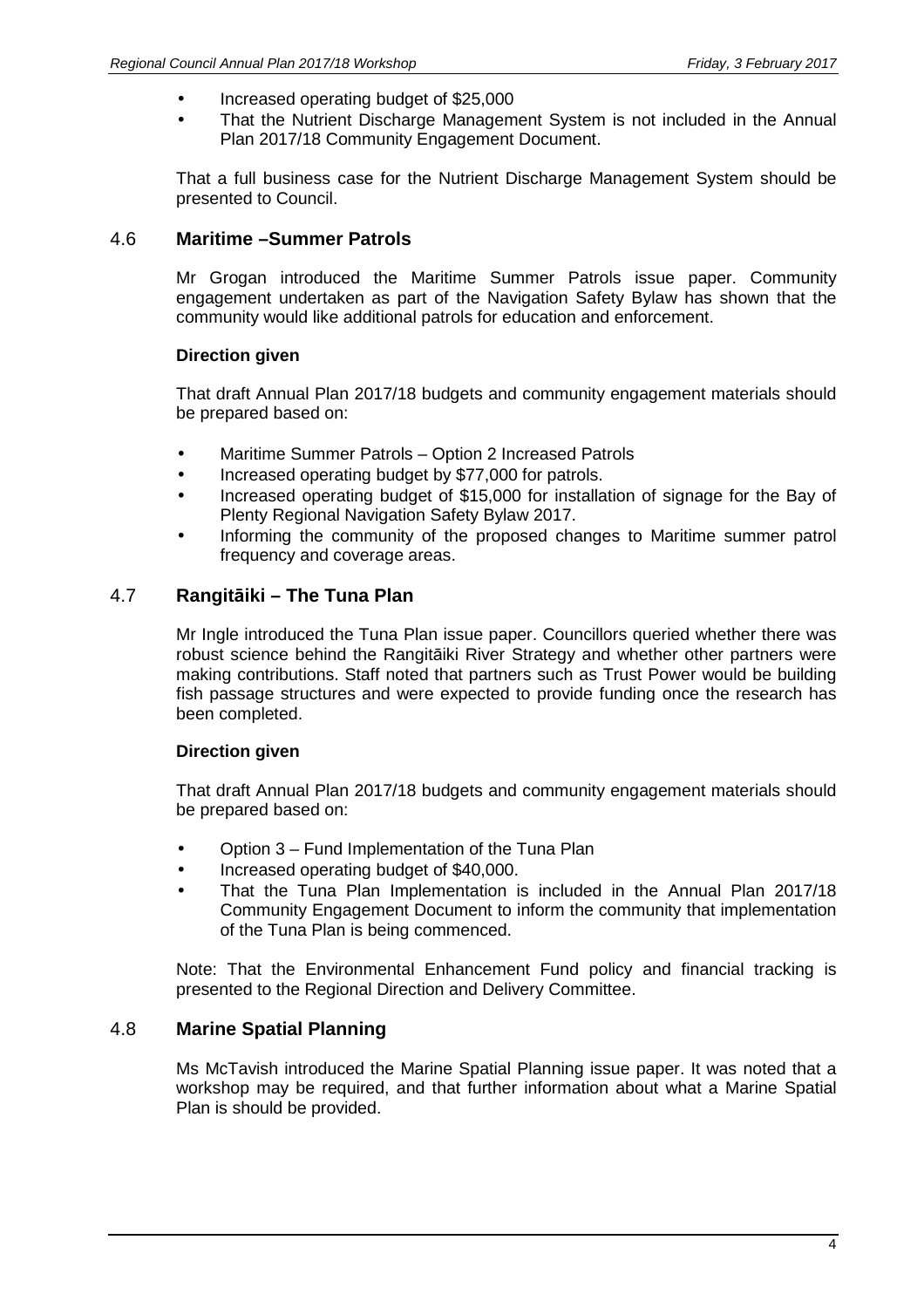- Increased operating budget of $25,000
- That the Nutrient Discharge Management System is not included in the Annual Plan 2017/18 Community Engagement Document.

That a full business case for the Nutrient Discharge Management System should be presented to Council.

## 4.6 Maritime –Summer Patrols

Mr Grogan introduced the Maritime Summer Patrols issue paper. Community engagement undertaken as part of the Navigation Safety Bylaw has shown that the community would like additional patrols for education and enforcement.

**Direction given**

That draft Annual Plan 2017/18 budgets and community engagement materials should be prepared based on:

- Maritime Summer Patrols – Option 2 Increased Patrols
- Increased operating budget by $77,000 for patrols.
- Increased operating budget of $15,000 for installation of signage for the Bay of Plenty Regional Navigation Safety Bylaw 2017.
- Informing the community of the proposed changes to Maritime summer patrol frequency and coverage areas.

## 4.7 Rangitāiki – The Tuna Plan

Mr Ingle introduced the Tuna Plan issue paper. Councillors queried whether there was robust science behind the Rangitāiki River Strategy and whether other partners were making contributions. Staff noted that partners such as Trust Power would be building fish passage structures and were expected to provide funding once the research has been completed.

**Direction given**

That draft Annual Plan 2017/18 budgets and community engagement materials should be prepared based on:

- Option 3 – Fund Implementation of the Tuna Plan
- Increased operating budget of $40,000.
- That the Tuna Plan Implementation is included in the Annual Plan 2017/18 Community Engagement Document to inform the community that implementation of the Tuna Plan is being commenced.

Note: That the Environmental Enhancement Fund policy and financial tracking is presented to the Regional Direction and Delivery Committee.

## 4.8 Marine Spatial Planning

Ms McTavish introduced the Marine Spatial Planning issue paper. It was noted that a workshop may be required, and that further information about what a Marine Spatial Plan is should be provided.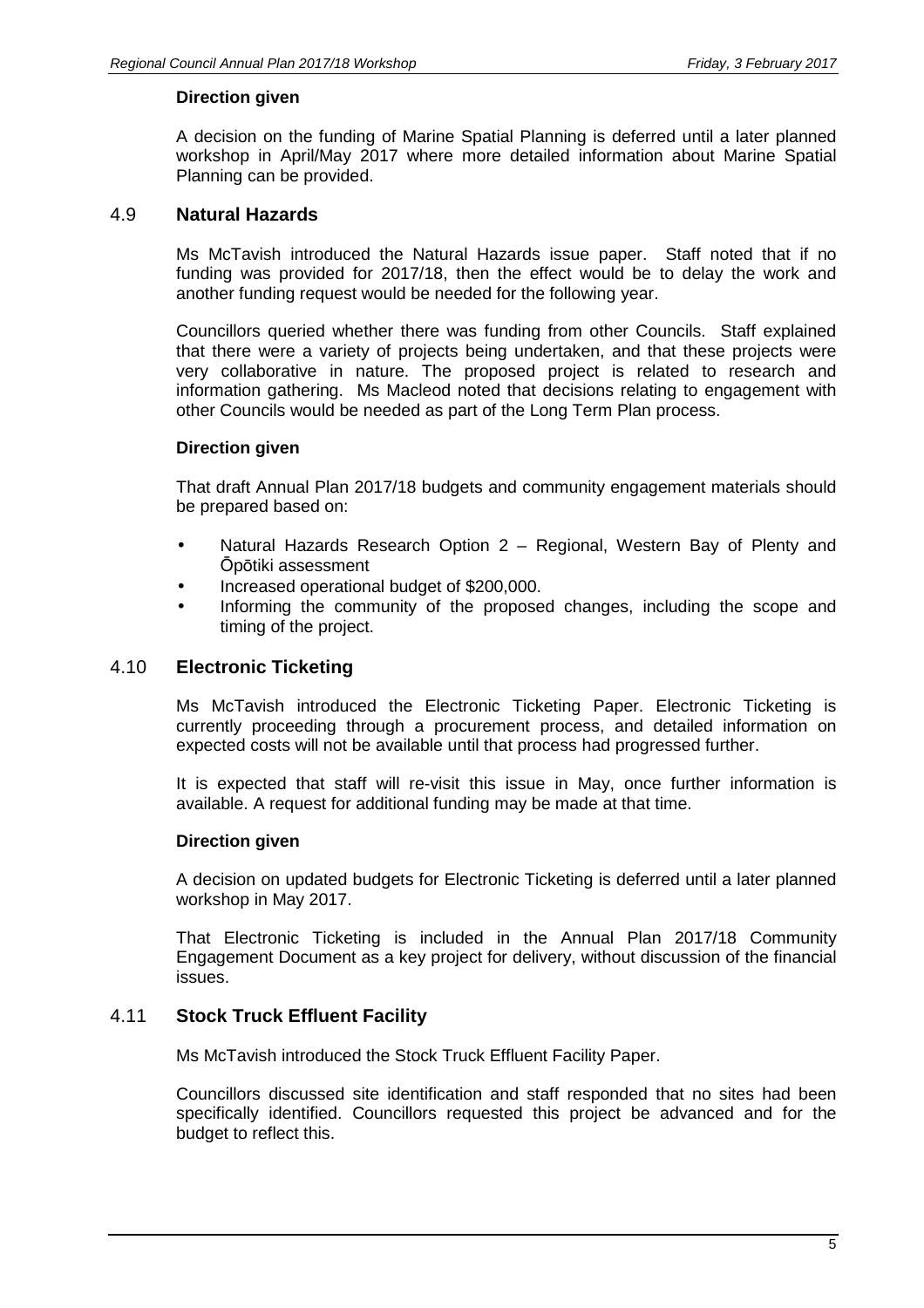**Direction given**

A decision on the funding of Marine Spatial Planning is deferred until a later planned workshop in April/May 2017 where more detailed information about Marine Spatial Planning can be provided.

## 4.9 Natural Hazards

Ms McTavish introduced the Natural Hazards issue paper. Staff noted that if no funding was provided for 2017/18, then the effect would be to delay the work and another funding request would be needed for the following year.

Councillors queried whether there was funding from other Councils. Staff explained that there were a variety of projects being undertaken, and that these projects were very collaborative in nature. The proposed project is related to research and information gathering. Ms Macleod noted that decisions relating to engagement with other Councils would be needed as part of the Long Term Plan process.

**Direction given**

That draft Annual Plan 2017/18 budgets and community engagement materials should be prepared based on:

- Natural Hazards Research Option 2 – Regional, Western Bay of Plenty and Ōpōtiki assessment
- Increased operational budget of $200,000.
- Informing the community of the proposed changes, including the scope and timing of the project.

## 4.10 Electronic Ticketing

Ms McTavish introduced the Electronic Ticketing Paper. Electronic Ticketing is currently proceeding through a procurement process, and detailed information on expected costs will not be available until that process had progressed further.

It is expected that staff will re-visit this issue in May, once further information is available. A request for additional funding may be made at that time.

**Direction given**

A decision on updated budgets for Electronic Ticketing is deferred until a later planned workshop in May 2017.

That Electronic Ticketing is included in the Annual Plan 2017/18 Community Engagement Document as a key project for delivery, without discussion of the financial issues.

## 4.11 Stock Truck Effluent Facility

Ms McTavish introduced the Stock Truck Effluent Facility Paper.

Councillors discussed site identification and staff responded that no sites had been specifically identified. Councillors requested this project be advanced and for the budget to reflect this.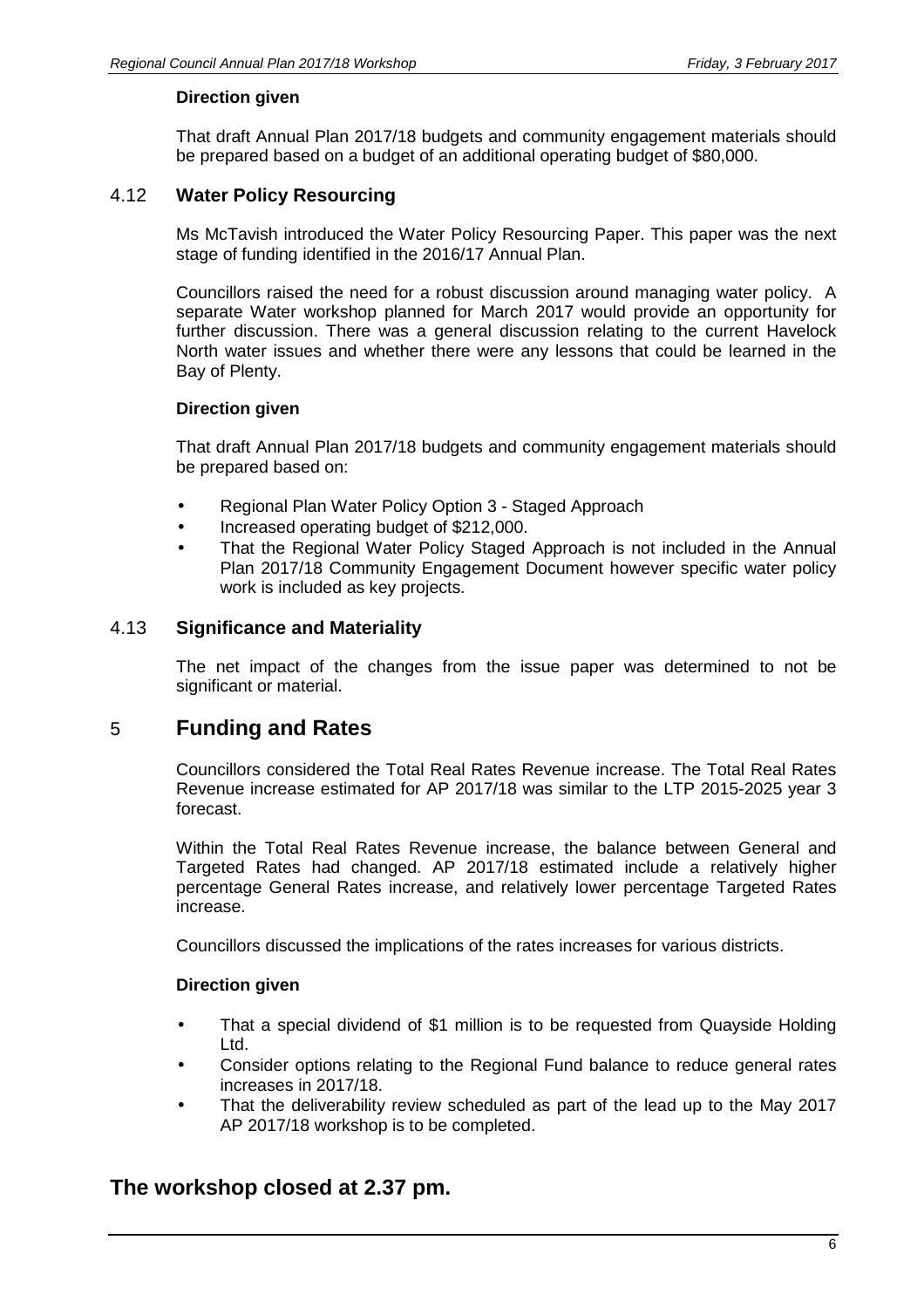**Direction given**

That draft Annual Plan 2017/18 budgets and community engagement materials should be prepared based on a budget of an additional operating budget of $80,000.

### 4.12 Water Policy Resourcing

Ms McTavish introduced the Water Policy Resourcing Paper. This paper was the next stage of funding identified in the 2016/17 Annual Plan.

Councillors raised the need for a robust discussion around managing water policy. A separate Water workshop planned for March 2017 would provide an opportunity for further discussion. There was a general discussion relating to the current Havelock North water issues and whether there were any lessons that could be learned in the Bay of Plenty.

**Direction given**

That draft Annual Plan 2017/18 budgets and community engagement materials should be prepared based on:

- Regional Plan Water Policy Option 3 - Staged Approach
- Increased operating budget of $212,000.
- That the Regional Water Policy Staged Approach is not included in the Annual Plan 2017/18 Community Engagement Document however specific water policy work is included as key projects.

### 4.13 Significance and Materiality

The net impact of the changes from the issue paper was determined to not be significant or material.

## 5 Funding and Rates

Councillors considered the Total Real Rates Revenue increase. The Total Real Rates Revenue increase estimated for AP 2017/18 was similar to the LTP 2015-2025 year 3 forecast.

Within the Total Real Rates Revenue increase, the balance between General and Targeted Rates had changed. AP 2017/18 estimated include a relatively higher percentage General Rates increase, and relatively lower percentage Targeted Rates increase.

Councillors discussed the implications of the rates increases for various districts.

**Direction given**

- That a special dividend of $1 million is to be requested from Quayside Holding Ltd.
- Consider options relating to the Regional Fund balance to reduce general rates increases in 2017/18.
- That the deliverability review scheduled as part of the lead up to the May 2017 AP 2017/18 workshop is to be completed.

## The workshop closed at 2.37 pm.